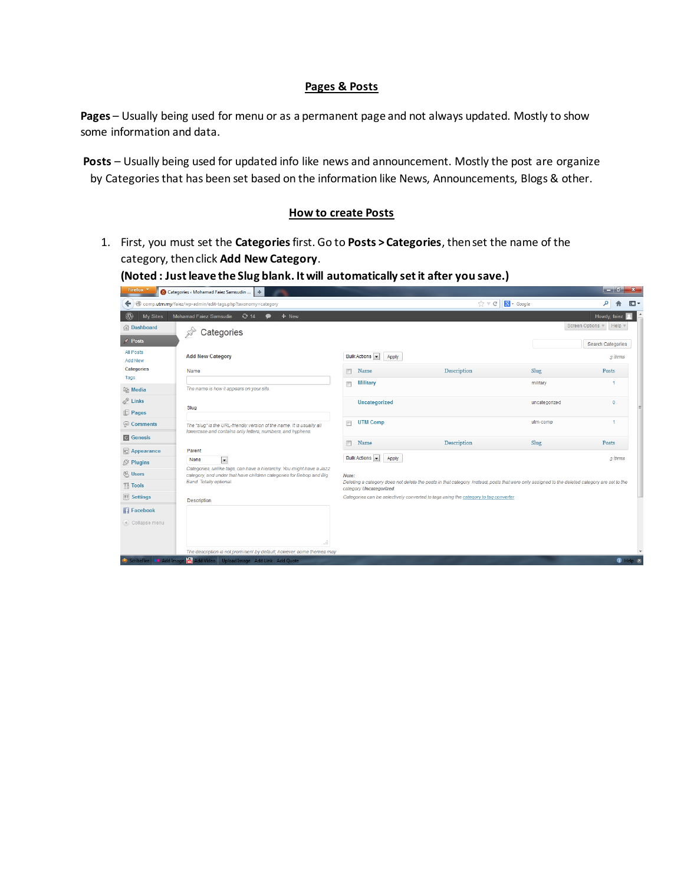## **Pages & Posts**

**Pages** – Usually being used for menu or as a permanent page and not always updated. Mostly to show some information and data.

**Posts** – Usually being used for updated info like news and announcement. Mostly the post are organize by Categories that has been set based on the information like News, Announcements, Blogs & other.

## **How to create Posts**

1. First, you must set the **Categories** first. Go to **Posts > Categories**, then set the name of the category, then click **Add New Category**.
   **(Noted : Just leave the Slug blank. It will automatically set it after you save.)**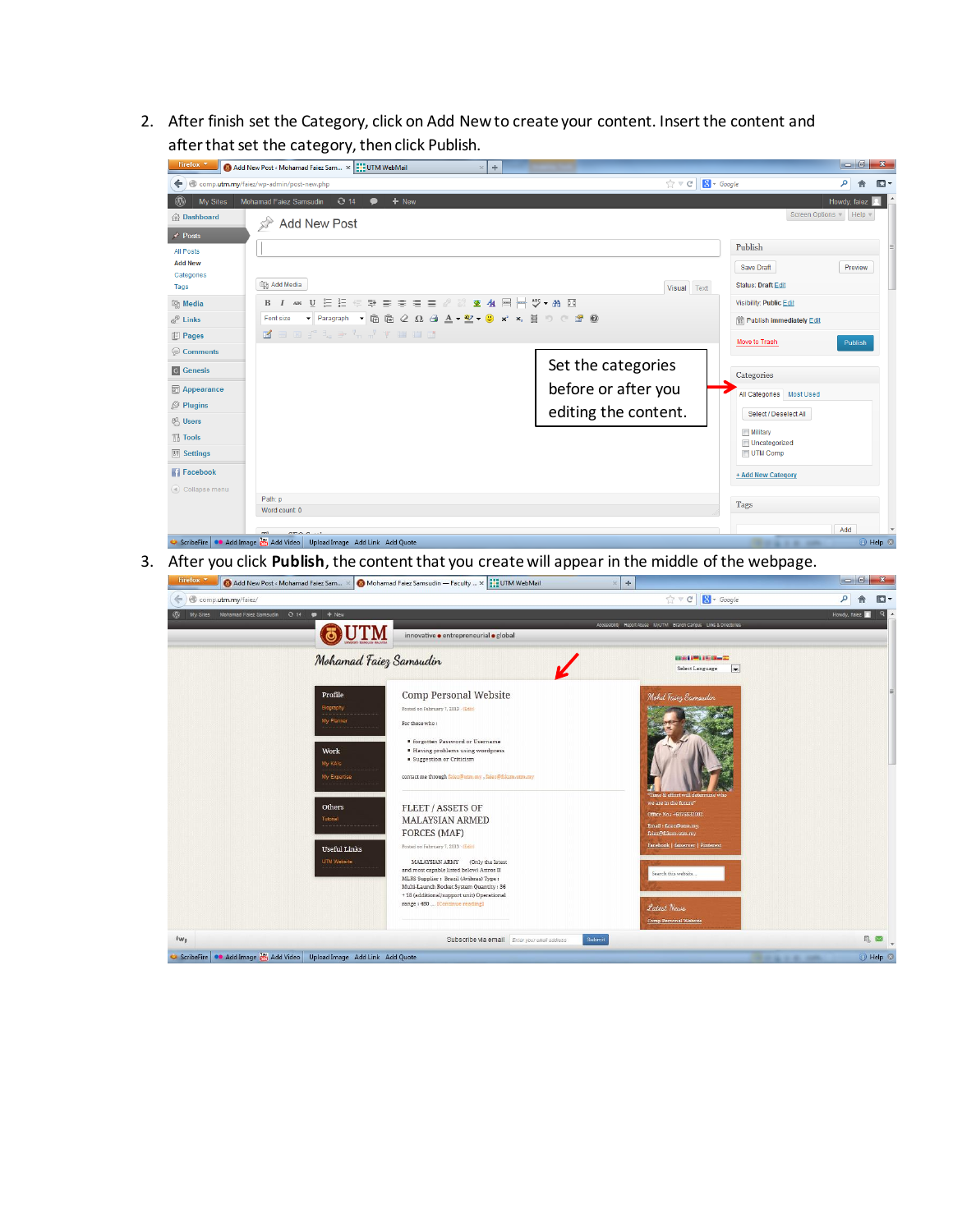2. After finish set the Category, click on Add New to create your content. Insert the content and after that set the category, then click Publish.

3. After you click **Publish**, the content that you create will appear in the middle of the webpage.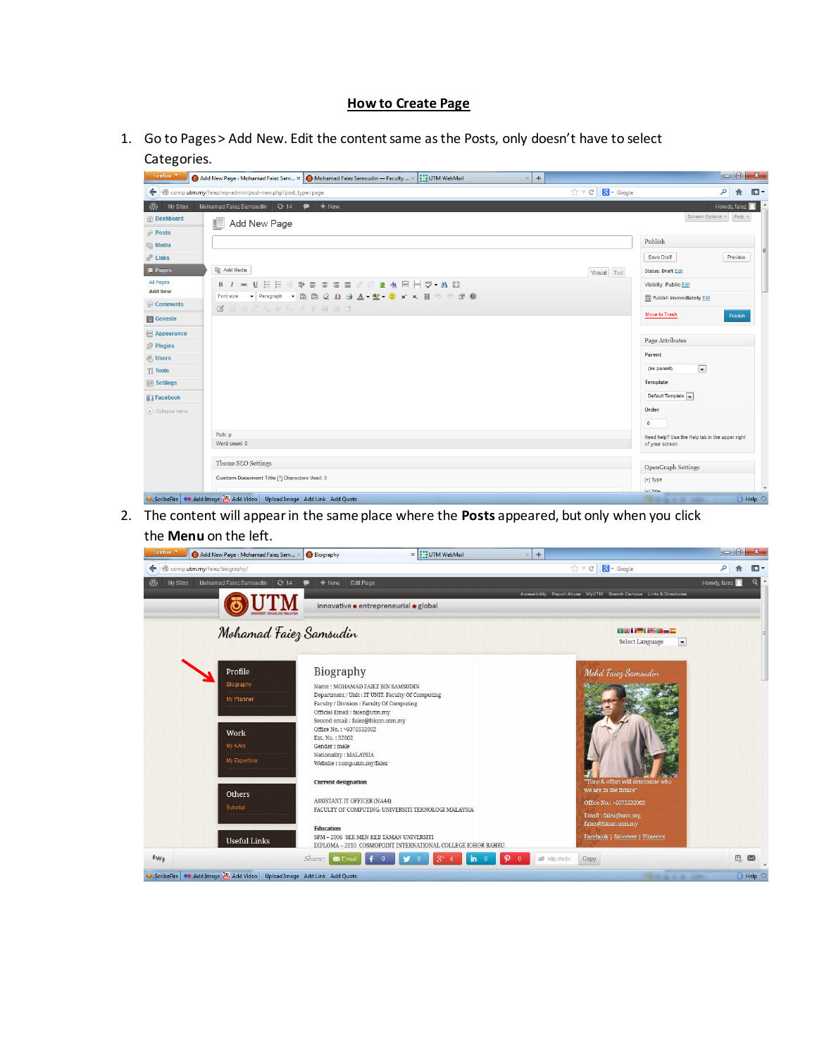# How to Create Page

1. Go to Pages > Add New. Edit the content same as the Posts, only doesn't have to select Categories.

2. The content will appear in the same place where the **Posts** appeared, but only when you click the **Menu** on the left.